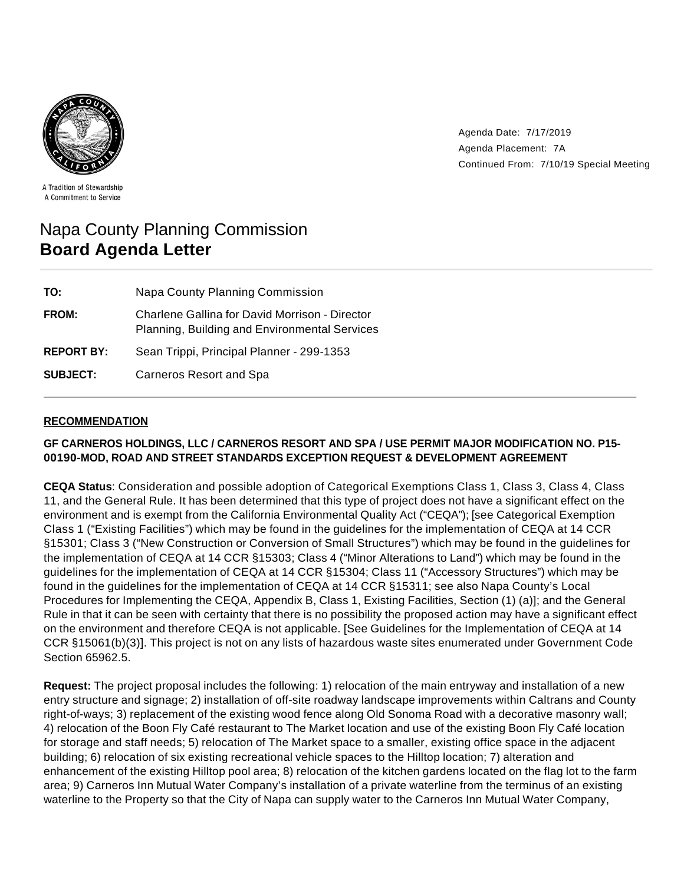A Tradition of Stewardship
A Commitment to Service

Agenda Date: 7/17/2019
Agenda Placement: 7A
Continued From: 7/10/19 Special Meeting

# Napa County Planning Commission
## **Board Agenda Letter**

| | |
|---|---|
| **TO:** | Napa County Planning Commission |
| **FROM:** | Charlene Gallina for David Morrison - Director Planning, Building and Environmental Services |
| **REPORT BY:** | Sean Trippi, Principal Planner - 299-1353 |
| **SUBJECT:** | Carneros Resort and Spa |

## RECOMMENDATION

**GF CARNEROS HOLDINGS, LLC / CARNEROS RESORT AND SPA / USE PERMIT MAJOR MODIFICATION NO. P15-00190-MOD, ROAD AND STREET STANDARDS EXCEPTION REQUEST & DEVELOPMENT AGREEMENT**

**CEQA Status**: Consideration and possible adoption of Categorical Exemptions Class 1, Class 3, Class 4, Class 11, and the General Rule. It has been determined that this type of project does not have a significant effect on the environment and is exempt from the California Environmental Quality Act ("CEQA"); [see Categorical Exemption Class 1 ("Existing Facilities") which may be found in the guidelines for the implementation of CEQA at 14 CCR §15301; Class 3 ("New Construction or Conversion of Small Structures") which may be found in the guidelines for the implementation of CEQA at 14 CCR §15303; Class 4 ("Minor Alterations to Land") which may be found in the guidelines for the implementation of CEQA at 14 CCR §15304; Class 11 ("Accessory Structures") which may be found in the guidelines for the implementation of CEQA at 14 CCR §15311; see also Napa County's Local Procedures for Implementing the CEQA, Appendix B, Class 1, Existing Facilities, Section (1) (a)]; and the General Rule in that it can be seen with certainty that there is no possibility the proposed action may have a significant effect on the environment and therefore CEQA is not applicable. [See Guidelines for the Implementation of CEQA at 14 CCR §15061(b)(3)]. This project is not on any lists of hazardous waste sites enumerated under Government Code Section 65962.5.

**Request:** The project proposal includes the following: 1) relocation of the main entryway and installation of a new entry structure and signage; 2) installation of off-site roadway landscape improvements within Caltrans and County right-of-ways; 3) replacement of the existing wood fence along Old Sonoma Road with a decorative masonry wall; 4) relocation of the Boon Fly Café restaurant to The Market location and use of the existing Boon Fly Café location for storage and staff needs; 5) relocation of The Market space to a smaller, existing office space in the adjacent building; 6) relocation of six existing recreational vehicle spaces to the Hilltop location; 7) alteration and enhancement of the existing Hilltop pool area; 8) relocation of the kitchen gardens located on the flag lot to the farm area; 9) Carneros Inn Mutual Water Company's installation of a private waterline from the terminus of an existing waterline to the Property so that the City of Napa can supply water to the Carneros Inn Mutual Water Company,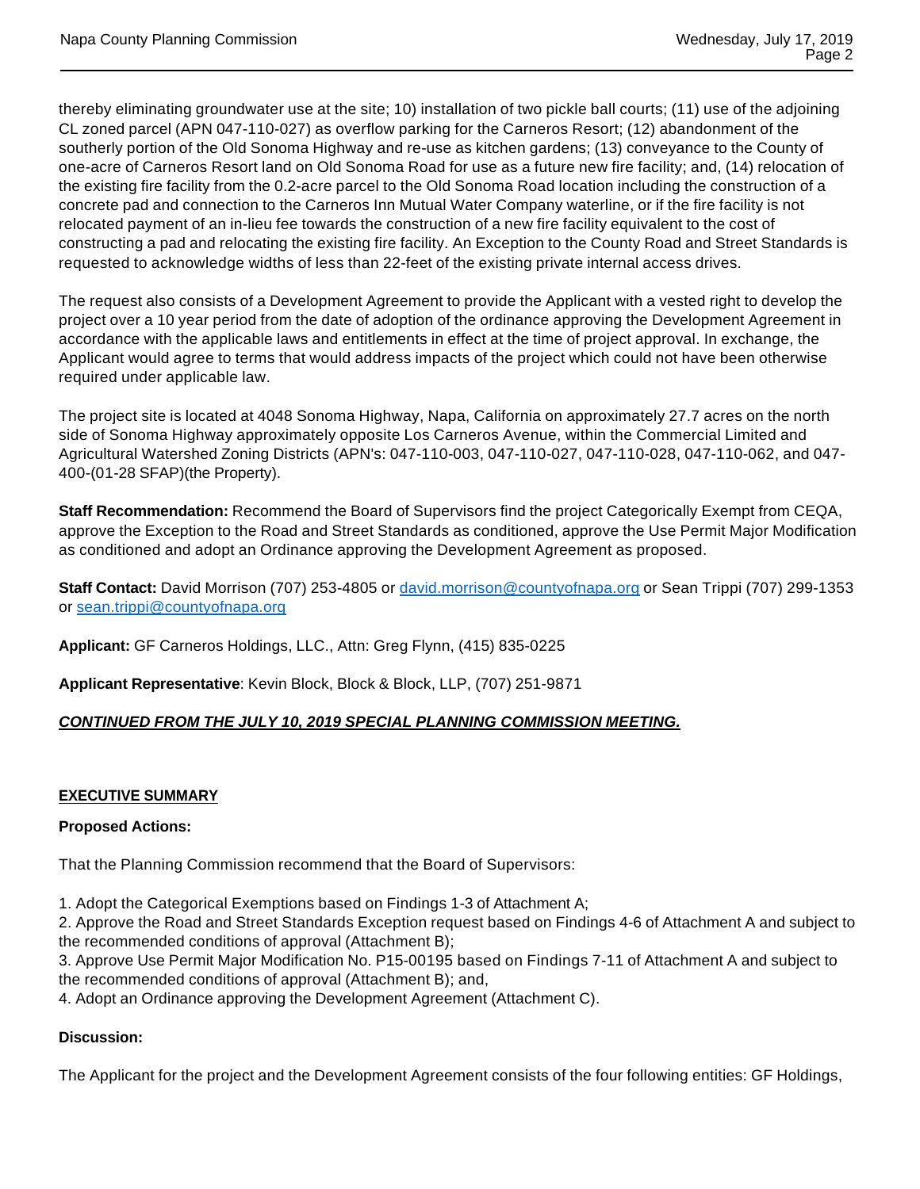thereby eliminating groundwater use at the site; 10) installation of two pickle ball courts; (11) use of the adjoining CL zoned parcel (APN 047-110-027) as overflow parking for the Carneros Resort; (12) abandonment of the southerly portion of the Old Sonoma Highway and re-use as kitchen gardens; (13) conveyance to the County of one-acre of Carneros Resort land on Old Sonoma Road for use as a future new fire facility; and, (14) relocation of the existing fire facility from the 0.2-acre parcel to the Old Sonoma Road location including the construction of a concrete pad and connection to the Carneros Inn Mutual Water Company waterline, or if the fire facility is not relocated payment of an in-lieu fee towards the construction of a new fire facility equivalent to the cost of constructing a pad and relocating the existing fire facility. An Exception to the County Road and Street Standards is requested to acknowledge widths of less than 22-feet of the existing private internal access drives.

The request also consists of a Development Agreement to provide the Applicant with a vested right to develop the project over a 10 year period from the date of adoption of the ordinance approving the Development Agreement in accordance with the applicable laws and entitlements in effect at the time of project approval. In exchange, the Applicant would agree to terms that would address impacts of the project which could not have been otherwise required under applicable law.

The project site is located at 4048 Sonoma Highway, Napa, California on approximately 27.7 acres on the north side of Sonoma Highway approximately opposite Los Carneros Avenue, within the Commercial Limited and Agricultural Watershed Zoning Districts (APN's: 047-110-003, 047-110-027, 047-110-028, 047-110-062, and 047-400-(01-28 SFAP)(the Property).

**Staff Recommendation:** Recommend the Board of Supervisors find the project Categorically Exempt from CEQA, approve the Exception to the Road and Street Standards as conditioned, approve the Use Permit Major Modification as conditioned and adopt an Ordinance approving the Development Agreement as proposed.

**Staff Contact:** David Morrison (707) 253-4805 or david.morrison@countyofnapa.org or Sean Trippi (707) 299-1353 or sean.trippi@countyofnapa.org

**Applicant:** GF Carneros Holdings, LLC., Attn: Greg Flynn, (415) 835-0225

**Applicant Representative**: Kevin Block, Block & Block, LLP, (707) 251-9871

***CONTINUED FROM THE JULY 10, 2019 SPECIAL PLANNING COMMISSION MEETING.***

## EXECUTIVE SUMMARY

**Proposed Actions:**

That the Planning Commission recommend that the Board of Supervisors:

1. Adopt the Categorical Exemptions based on Findings 1-3 of Attachment A;
2. Approve the Road and Street Standards Exception request based on Findings 4-6 of Attachment A and subject to the recommended conditions of approval (Attachment B);
3. Approve Use Permit Major Modification No. P15-00195 based on Findings 7-11 of Attachment A and subject to the recommended conditions of approval (Attachment B); and,
4. Adopt an Ordinance approving the Development Agreement (Attachment C).

**Discussion:**

The Applicant for the project and the Development Agreement consists of the four following entities: GF Holdings,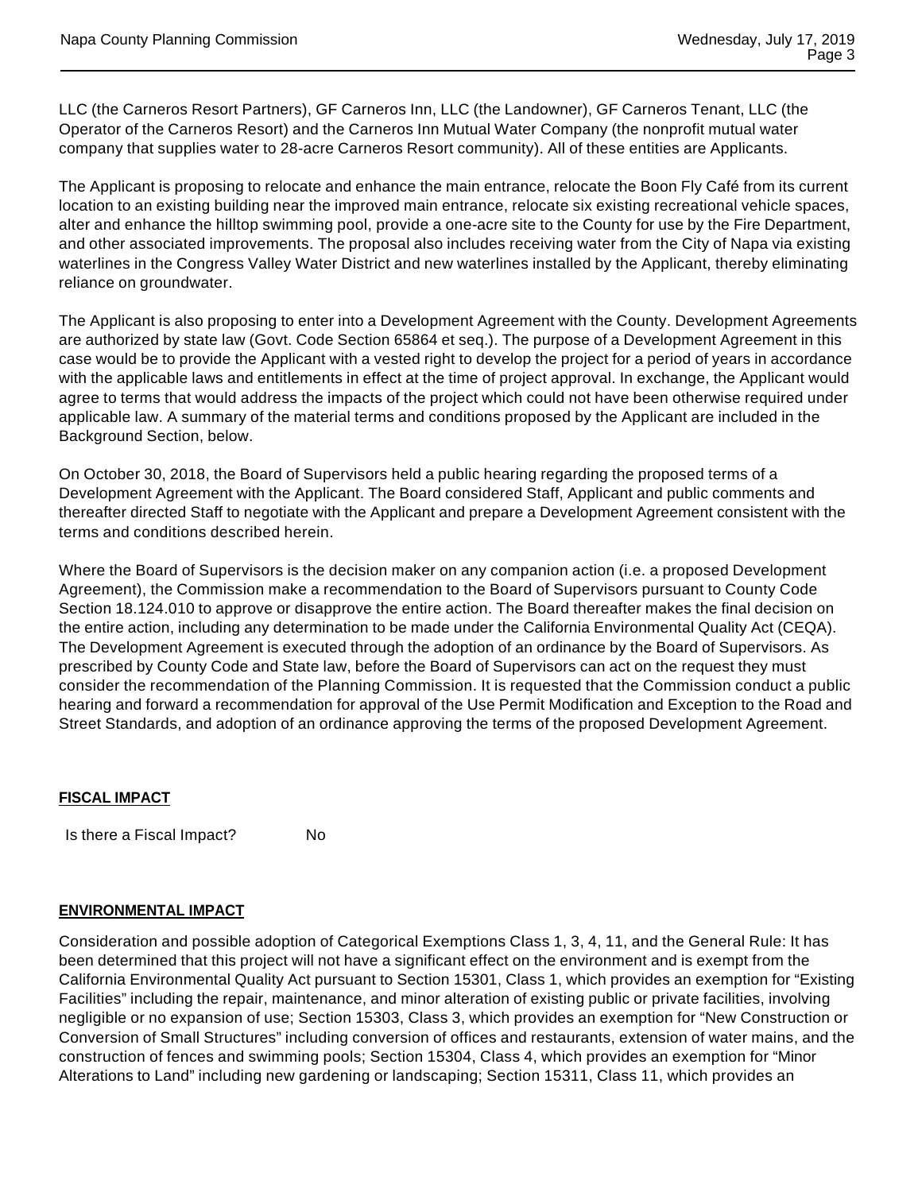LLC (the Carneros Resort Partners), GF Carneros Inn, LLC (the Landowner), GF Carneros Tenant, LLC (the Operator of the Carneros Resort) and the Carneros Inn Mutual Water Company (the nonprofit mutual water company that supplies water to 28-acre Carneros Resort community). All of these entities are Applicants.

The Applicant is proposing to relocate and enhance the main entrance, relocate the Boon Fly Café from its current location to an existing building near the improved main entrance, relocate six existing recreational vehicle spaces, alter and enhance the hilltop swimming pool, provide a one-acre site to the County for use by the Fire Department, and other associated improvements. The proposal also includes receiving water from the City of Napa via existing waterlines in the Congress Valley Water District and new waterlines installed by the Applicant, thereby eliminating reliance on groundwater.

The Applicant is also proposing to enter into a Development Agreement with the County. Development Agreements are authorized by state law (Govt. Code Section 65864 et seq.). The purpose of a Development Agreement in this case would be to provide the Applicant with a vested right to develop the project for a period of years in accordance with the applicable laws and entitlements in effect at the time of project approval. In exchange, the Applicant would agree to terms that would address the impacts of the project which could not have been otherwise required under applicable law. A summary of the material terms and conditions proposed by the Applicant are included in the Background Section, below.

On October 30, 2018, the Board of Supervisors held a public hearing regarding the proposed terms of a Development Agreement with the Applicant. The Board considered Staff, Applicant and public comments and thereafter directed Staff to negotiate with the Applicant and prepare a Development Agreement consistent with the terms and conditions described herein.

Where the Board of Supervisors is the decision maker on any companion action (i.e. a proposed Development Agreement), the Commission make a recommendation to the Board of Supervisors pursuant to County Code Section 18.124.010 to approve or disapprove the entire action. The Board thereafter makes the final decision on the entire action, including any determination to be made under the California Environmental Quality Act (CEQA). The Development Agreement is executed through the adoption of an ordinance by the Board of Supervisors. As prescribed by County Code and State law, before the Board of Supervisors can act on the request they must consider the recommendation of the Planning Commission. It is requested that the Commission conduct a public hearing and forward a recommendation for approval of the Use Permit Modification and Exception to the Road and Street Standards, and adoption of an ordinance approving the terms of the proposed Development Agreement.

## FISCAL IMPACT

Is there a Fiscal Impact? No

## ENVIRONMENTAL IMPACT

Consideration and possible adoption of Categorical Exemptions Class 1, 3, 4, 11, and the General Rule: It has been determined that this project will not have a significant effect on the environment and is exempt from the California Environmental Quality Act pursuant to Section 15301, Class 1, which provides an exemption for "Existing Facilities" including the repair, maintenance, and minor alteration of existing public or private facilities, involving negligible or no expansion of use; Section 15303, Class 3, which provides an exemption for "New Construction or Conversion of Small Structures" including conversion of offices and restaurants, extension of water mains, and the construction of fences and swimming pools; Section 15304, Class 4, which provides an exemption for "Minor Alterations to Land" including new gardening or landscaping; Section 15311, Class 11, which provides an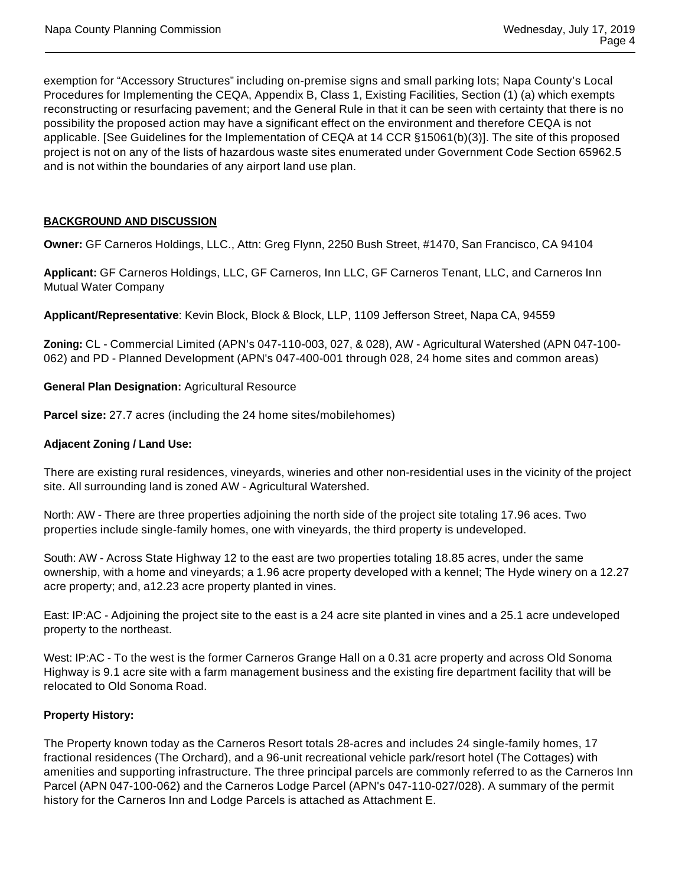exemption for "Accessory Structures" including on-premise signs and small parking lots; Napa County's Local Procedures for Implementing the CEQA, Appendix B, Class 1, Existing Facilities, Section (1) (a) which exempts reconstructing or resurfacing pavement; and the General Rule in that it can be seen with certainty that there is no possibility the proposed action may have a significant effect on the environment and therefore CEQA is not applicable. [See Guidelines for the Implementation of CEQA at 14 CCR §15061(b)(3)]. The site of this proposed project is not on any of the lists of hazardous waste sites enumerated under Government Code Section 65962.5 and is not within the boundaries of any airport land use plan.

## BACKGROUND AND DISCUSSION

**Owner:** GF Carneros Holdings, LLC., Attn: Greg Flynn, 2250 Bush Street, #1470, San Francisco, CA 94104

**Applicant:** GF Carneros Holdings, LLC, GF Carneros, Inn LLC, GF Carneros Tenant, LLC, and Carneros Inn Mutual Water Company

**Applicant/Representative**: Kevin Block, Block & Block, LLP, 1109 Jefferson Street, Napa CA, 94559

**Zoning:** CL - Commercial Limited (APN's 047-110-003, 027, & 028), AW - Agricultural Watershed (APN 047-100-062) and PD - Planned Development (APN's 047-400-001 through 028, 24 home sites and common areas)

**General Plan Designation:** Agricultural Resource

**Parcel size:** 27.7 acres (including the 24 home sites/mobilehomes)

**Adjacent Zoning / Land Use:**

There are existing rural residences, vineyards, wineries and other non-residential uses in the vicinity of the project site. All surrounding land is zoned AW - Agricultural Watershed.

North: AW - There are three properties adjoining the north side of the project site totaling 17.96 aces. Two properties include single-family homes, one with vineyards, the third property is undeveloped.

South: AW - Across State Highway 12 to the east are two properties totaling 18.85 acres, under the same ownership, with a home and vineyards; a 1.96 acre property developed with a kennel; The Hyde winery on a 12.27 acre property; and, a12.23 acre property planted in vines.

East: IP:AC - Adjoining the project site to the east is a 24 acre site planted in vines and a 25.1 acre undeveloped property to the northeast.

West: IP:AC - To the west is the former Carneros Grange Hall on a 0.31 acre property and across Old Sonoma Highway is 9.1 acre site with a farm management business and the existing fire department facility that will be relocated to Old Sonoma Road.

**Property History:**

The Property known today as the Carneros Resort totals 28-acres and includes 24 single-family homes, 17 fractional residences (The Orchard), and a 96-unit recreational vehicle park/resort hotel (The Cottages) with amenities and supporting infrastructure. The three principal parcels are commonly referred to as the Carneros Inn Parcel (APN 047-100-062) and the Carneros Lodge Parcel (APN's 047-110-027/028). A summary of the permit history for the Carneros Inn and Lodge Parcels is attached as Attachment E.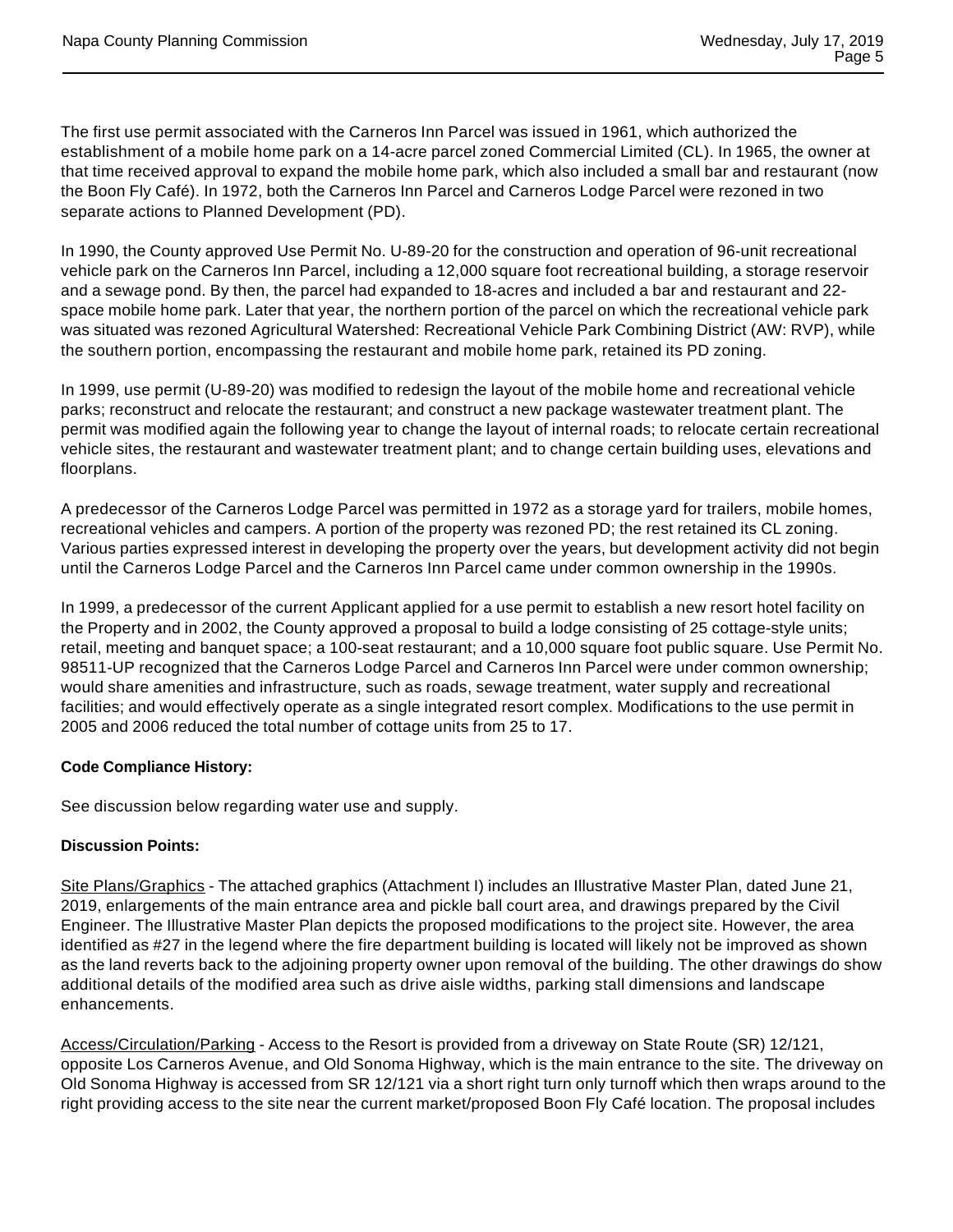The first use permit associated with the Carneros Inn Parcel was issued in 1961, which authorized the establishment of a mobile home park on a 14-acre parcel zoned Commercial Limited (CL). In 1965, the owner at that time received approval to expand the mobile home park, which also included a small bar and restaurant (now the Boon Fly Café). In 1972, both the Carneros Inn Parcel and Carneros Lodge Parcel were rezoned in two separate actions to Planned Development (PD).

In 1990, the County approved Use Permit No. U-89-20 for the construction and operation of 96-unit recreational vehicle park on the Carneros Inn Parcel, including a 12,000 square foot recreational building, a storage reservoir and a sewage pond. By then, the parcel had expanded to 18-acres and included a bar and restaurant and 22-space mobile home park. Later that year, the northern portion of the parcel on which the recreational vehicle park was situated was rezoned Agricultural Watershed: Recreational Vehicle Park Combining District (AW: RVP), while the southern portion, encompassing the restaurant and mobile home park, retained its PD zoning.

In 1999, use permit (U-89-20) was modified to redesign the layout of the mobile home and recreational vehicle parks; reconstruct and relocate the restaurant; and construct a new package wastewater treatment plant. The permit was modified again the following year to change the layout of internal roads; to relocate certain recreational vehicle sites, the restaurant and wastewater treatment plant; and to change certain building uses, elevations and floorplans.

A predecessor of the Carneros Lodge Parcel was permitted in 1972 as a storage yard for trailers, mobile homes, recreational vehicles and campers. A portion of the property was rezoned PD; the rest retained its CL zoning. Various parties expressed interest in developing the property over the years, but development activity did not begin until the Carneros Lodge Parcel and the Carneros Inn Parcel came under common ownership in the 1990s.

In 1999, a predecessor of the current Applicant applied for a use permit to establish a new resort hotel facility on the Property and in 2002, the County approved a proposal to build a lodge consisting of 25 cottage-style units; retail, meeting and banquet space; a 100-seat restaurant; and a 10,000 square foot public square. Use Permit No. 98511-UP recognized that the Carneros Lodge Parcel and Carneros Inn Parcel were under common ownership; would share amenities and infrastructure, such as roads, sewage treatment, water supply and recreational facilities; and would effectively operate as a single integrated resort complex. Modifications to the use permit in 2005 and 2006 reduced the total number of cottage units from 25 to 17.

**Code Compliance History:**

See discussion below regarding water use and supply.

**Discussion Points:**

Site Plans/Graphics - The attached graphics (Attachment I) includes an Illustrative Master Plan, dated June 21, 2019, enlargements of the main entrance area and pickle ball court area, and drawings prepared by the Civil Engineer. The Illustrative Master Plan depicts the proposed modifications to the project site. However, the area identified as #27 in the legend where the fire department building is located will likely not be improved as shown as the land reverts back to the adjoining property owner upon removal of the building. The other drawings do show additional details of the modified area such as drive aisle widths, parking stall dimensions and landscape enhancements.

Access/Circulation/Parking - Access to the Resort is provided from a driveway on State Route (SR) 12/121, opposite Los Carneros Avenue, and Old Sonoma Highway, which is the main entrance to the site. The driveway on Old Sonoma Highway is accessed from SR 12/121 via a short right turn only turnoff which then wraps around to the right providing access to the site near the current market/proposed Boon Fly Café location. The proposal includes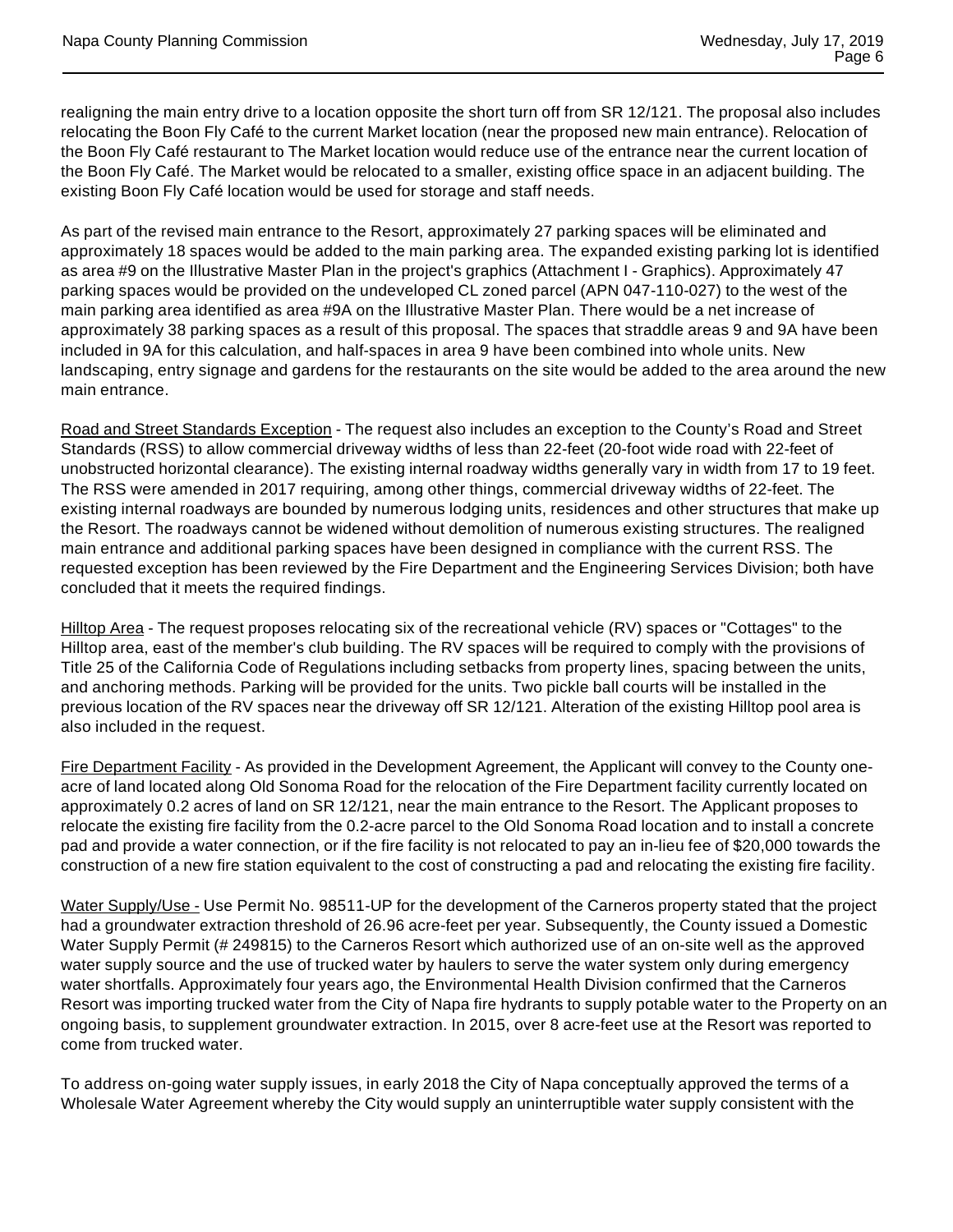realigning the main entry drive to a location opposite the short turn off from SR 12/121. The proposal also includes relocating the Boon Fly Café to the current Market location (near the proposed new main entrance). Relocation of the Boon Fly Café restaurant to The Market location would reduce use of the entrance near the current location of the Boon Fly Café. The Market would be relocated to a smaller, existing office space in an adjacent building. The existing Boon Fly Café location would be used for storage and staff needs.

As part of the revised main entrance to the Resort, approximately 27 parking spaces will be eliminated and approximately 18 spaces would be added to the main parking area. The expanded existing parking lot is identified as area #9 on the Illustrative Master Plan in the project's graphics (Attachment I - Graphics). Approximately 47 parking spaces would be provided on the undeveloped CL zoned parcel (APN 047-110-027) to the west of the main parking area identified as area #9A on the Illustrative Master Plan. There would be a net increase of approximately 38 parking spaces as a result of this proposal. The spaces that straddle areas 9 and 9A have been included in 9A for this calculation, and half-spaces in area 9 have been combined into whole units. New landscaping, entry signage and gardens for the restaurants on the site would be added to the area around the new main entrance.

Road and Street Standards Exception - The request also includes an exception to the County's Road and Street Standards (RSS) to allow commercial driveway widths of less than 22-feet (20-foot wide road with 22-feet of unobstructed horizontal clearance). The existing internal roadway widths generally vary in width from 17 to 19 feet. The RSS were amended in 2017 requiring, among other things, commercial driveway widths of 22-feet. The existing internal roadways are bounded by numerous lodging units, residences and other structures that make up the Resort. The roadways cannot be widened without demolition of numerous existing structures. The realigned main entrance and additional parking spaces have been designed in compliance with the current RSS. The requested exception has been reviewed by the Fire Department and the Engineering Services Division; both have concluded that it meets the required findings.

Hilltop Area - The request proposes relocating six of the recreational vehicle (RV) spaces or "Cottages" to the Hilltop area, east of the member's club building. The RV spaces will be required to comply with the provisions of Title 25 of the California Code of Regulations including setbacks from property lines, spacing between the units, and anchoring methods. Parking will be provided for the units. Two pickle ball courts will be installed in the previous location of the RV spaces near the driveway off SR 12/121. Alteration of the existing Hilltop pool area is also included in the request.

Fire Department Facility - As provided in the Development Agreement, the Applicant will convey to the County one-acre of land located along Old Sonoma Road for the relocation of the Fire Department facility currently located on approximately 0.2 acres of land on SR 12/121, near the main entrance to the Resort. The Applicant proposes to relocate the existing fire facility from the 0.2-acre parcel to the Old Sonoma Road location and to install a concrete pad and provide a water connection, or if the fire facility is not relocated to pay an in-lieu fee of $20,000 towards the construction of a new fire station equivalent to the cost of constructing a pad and relocating the existing fire facility.

Water Supply/Use - Use Permit No. 98511-UP for the development of the Carneros property stated that the project had a groundwater extraction threshold of 26.96 acre-feet per year. Subsequently, the County issued a Domestic Water Supply Permit (# 249815) to the Carneros Resort which authorized use of an on-site well as the approved water supply source and the use of trucked water by haulers to serve the water system only during emergency water shortfalls. Approximately four years ago, the Environmental Health Division confirmed that the Carneros Resort was importing trucked water from the City of Napa fire hydrants to supply potable water to the Property on an ongoing basis, to supplement groundwater extraction. In 2015, over 8 acre-feet use at the Resort was reported to come from trucked water.

To address on-going water supply issues, in early 2018 the City of Napa conceptually approved the terms of a Wholesale Water Agreement whereby the City would supply an uninterruptible water supply consistent with the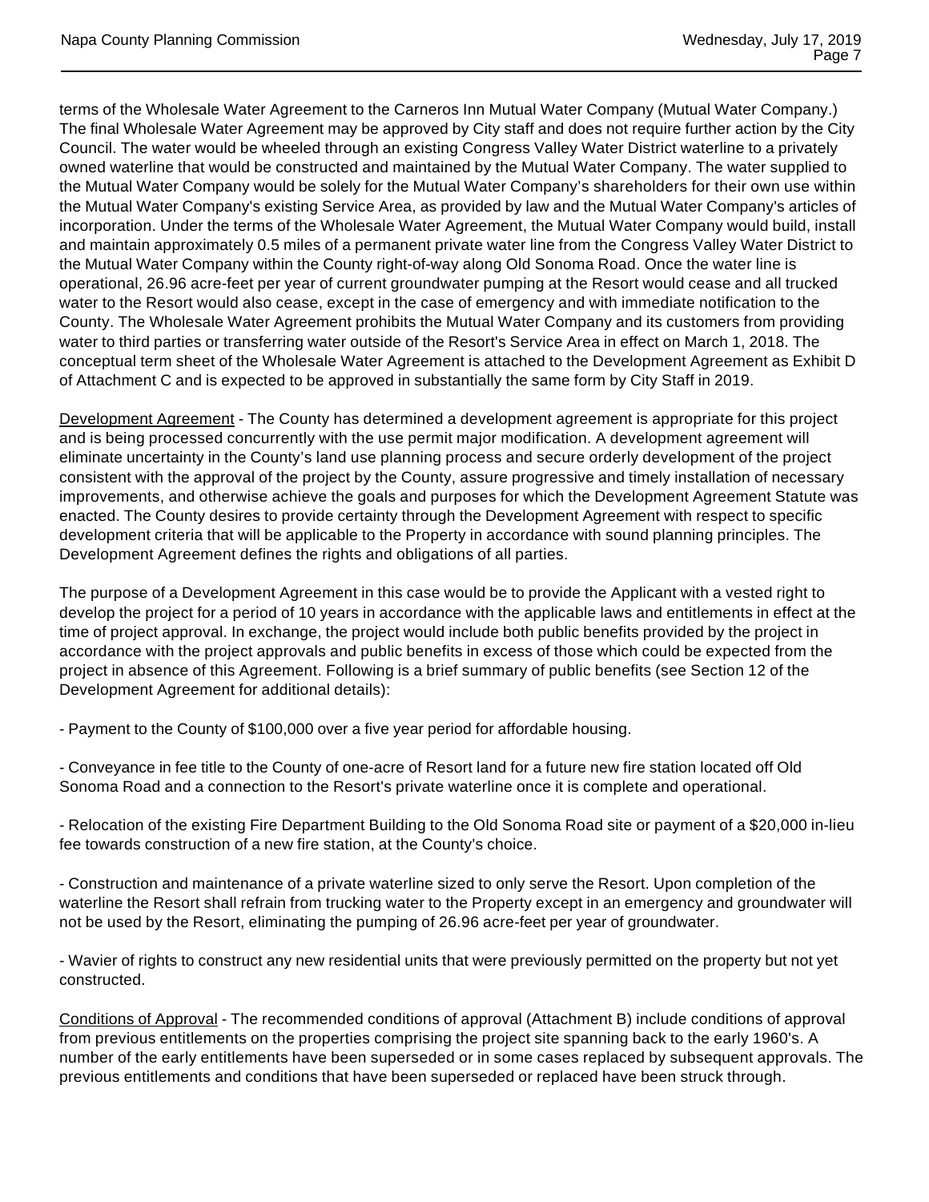terms of the Wholesale Water Agreement to the Carneros Inn Mutual Water Company (Mutual Water Company.) The final Wholesale Water Agreement may be approved by City staff and does not require further action by the City Council. The water would be wheeled through an existing Congress Valley Water District waterline to a privately owned waterline that would be constructed and maintained by the Mutual Water Company. The water supplied to the Mutual Water Company would be solely for the Mutual Water Company's shareholders for their own use within the Mutual Water Company's existing Service Area, as provided by law and the Mutual Water Company's articles of incorporation. Under the terms of the Wholesale Water Agreement, the Mutual Water Company would build, install and maintain approximately 0.5 miles of a permanent private water line from the Congress Valley Water District to the Mutual Water Company within the County right-of-way along Old Sonoma Road. Once the water line is operational, 26.96 acre-feet per year of current groundwater pumping at the Resort would cease and all trucked water to the Resort would also cease, except in the case of emergency and with immediate notification to the County. The Wholesale Water Agreement prohibits the Mutual Water Company and its customers from providing water to third parties or transferring water outside of the Resort's Service Area in effect on March 1, 2018. The conceptual term sheet of the Wholesale Water Agreement is attached to the Development Agreement as Exhibit D of Attachment C and is expected to be approved in substantially the same form by City Staff in 2019.

Development Agreement - The County has determined a development agreement is appropriate for this project and is being processed concurrently with the use permit major modification. A development agreement will eliminate uncertainty in the County's land use planning process and secure orderly development of the project consistent with the approval of the project by the County, assure progressive and timely installation of necessary improvements, and otherwise achieve the goals and purposes for which the Development Agreement Statute was enacted. The County desires to provide certainty through the Development Agreement with respect to specific development criteria that will be applicable to the Property in accordance with sound planning principles. The Development Agreement defines the rights and obligations of all parties.

The purpose of a Development Agreement in this case would be to provide the Applicant with a vested right to develop the project for a period of 10 years in accordance with the applicable laws and entitlements in effect at the time of project approval. In exchange, the project would include both public benefits provided by the project in accordance with the project approvals and public benefits in excess of those which could be expected from the project in absence of this Agreement. Following is a brief summary of public benefits (see Section 12 of the Development Agreement for additional details):

- Payment to the County of $100,000 over a five year period for affordable housing.

- Conveyance in fee title to the County of one-acre of Resort land for a future new fire station located off Old Sonoma Road and a connection to the Resort's private waterline once it is complete and operational.

- Relocation of the existing Fire Department Building to the Old Sonoma Road site or payment of a $20,000 in-lieu fee towards construction of a new fire station, at the County's choice.

- Construction and maintenance of a private waterline sized to only serve the Resort. Upon completion of the waterline the Resort shall refrain from trucking water to the Property except in an emergency and groundwater will not be used by the Resort, eliminating the pumping of 26.96 acre-feet per year of groundwater.

- Wavier of rights to construct any new residential units that were previously permitted on the property but not yet constructed.

Conditions of Approval - The recommended conditions of approval (Attachment B) include conditions of approval from previous entitlements on the properties comprising the project site spanning back to the early 1960's. A number of the early entitlements have been superseded or in some cases replaced by subsequent approvals. The previous entitlements and conditions that have been superseded or replaced have been struck through.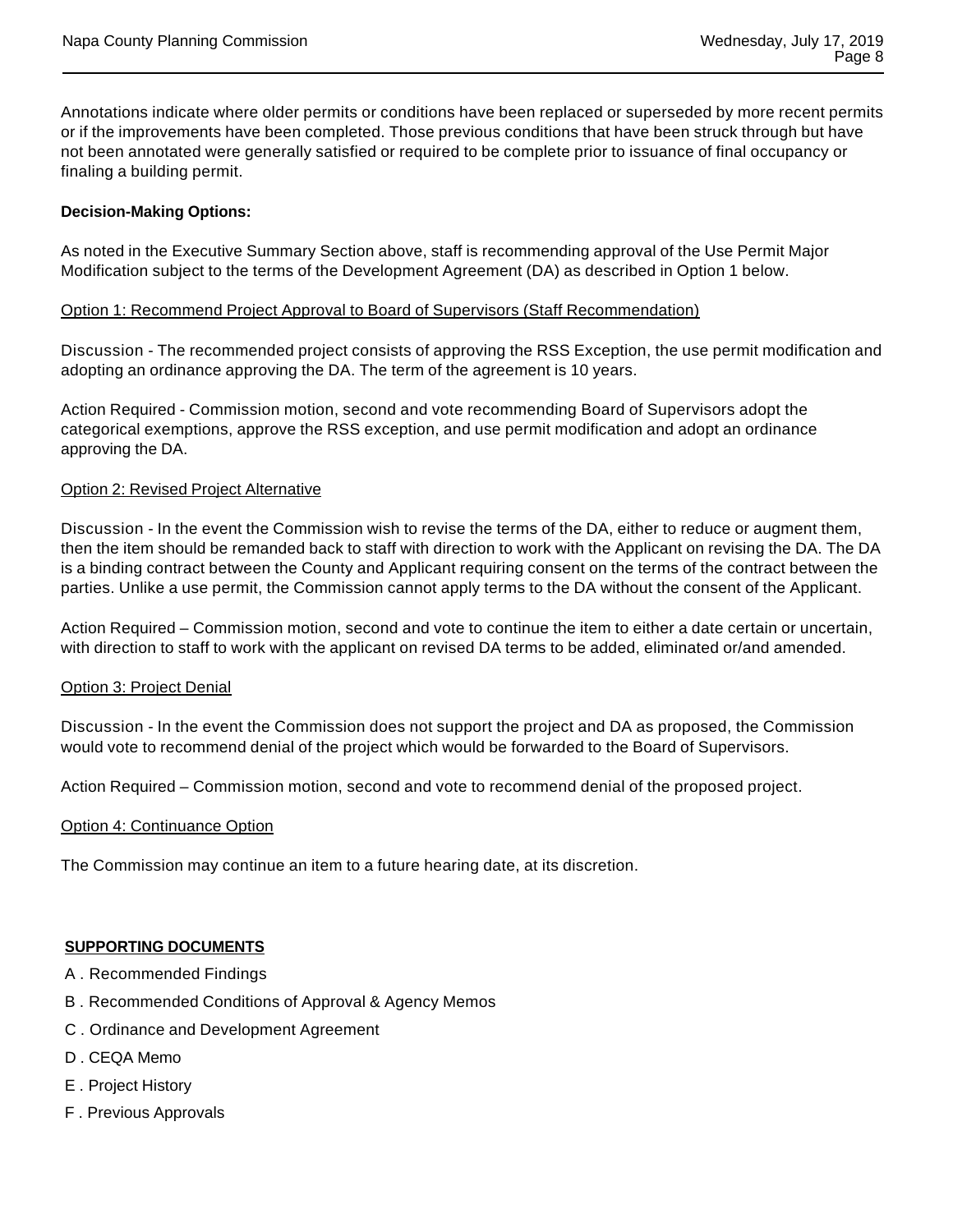Annotations indicate where older permits or conditions have been replaced or superseded by more recent permits or if the improvements have been completed. Those previous conditions that have been struck through but have not been annotated were generally satisfied or required to be complete prior to issuance of final occupancy or finaling a building permit.

**Decision-Making Options:**

As noted in the Executive Summary Section above, staff is recommending approval of the Use Permit Major Modification subject to the terms of the Development Agreement (DA) as described in Option 1 below.

Option 1: Recommend Project Approval to Board of Supervisors (Staff Recommendation)

Discussion - The recommended project consists of approving the RSS Exception, the use permit modification and adopting an ordinance approving the DA. The term of the agreement is 10 years.

Action Required - Commission motion, second and vote recommending Board of Supervisors adopt the categorical exemptions, approve the RSS exception, and use permit modification and adopt an ordinance approving the DA.

Option 2: Revised Project Alternative

Discussion - In the event the Commission wish to revise the terms of the DA, either to reduce or augment them, then the item should be remanded back to staff with direction to work with the Applicant on revising the DA. The DA is a binding contract between the County and Applicant requiring consent on the terms of the contract between the parties. Unlike a use permit, the Commission cannot apply terms to the DA without the consent of the Applicant.

Action Required – Commission motion, second and vote to continue the item to either a date certain or uncertain, with direction to staff to work with the applicant on revised DA terms to be added, eliminated or/and amended.

Option 3: Project Denial

Discussion - In the event the Commission does not support the project and DA as proposed, the Commission would vote to recommend denial of the project which would be forwarded to the Board of Supervisors.

Action Required – Commission motion, second and vote to recommend denial of the proposed project.

Option 4: Continuance Option

The Commission may continue an item to a future hearing date, at its discretion.

**SUPPORTING DOCUMENTS**

A . Recommended Findings

B . Recommended Conditions of Approval & Agency Memos

C . Ordinance and Development Agreement

D . CEQA Memo

E . Project History

F . Previous Approvals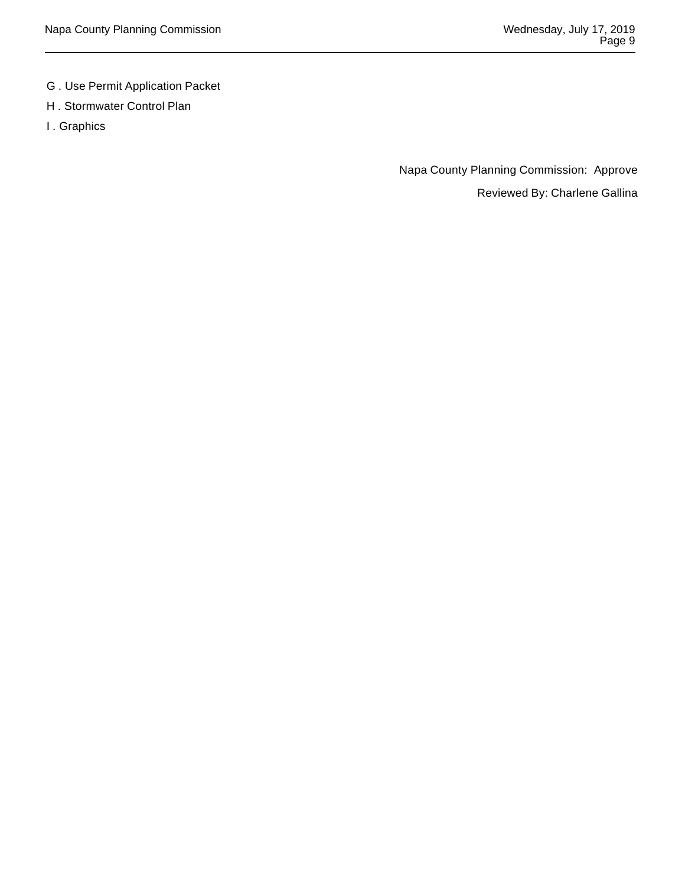G . Use Permit Application Packet

H . Stormwater Control Plan

I . Graphics

Napa County Planning Commission: Approve

Reviewed By: Charlene Gallina